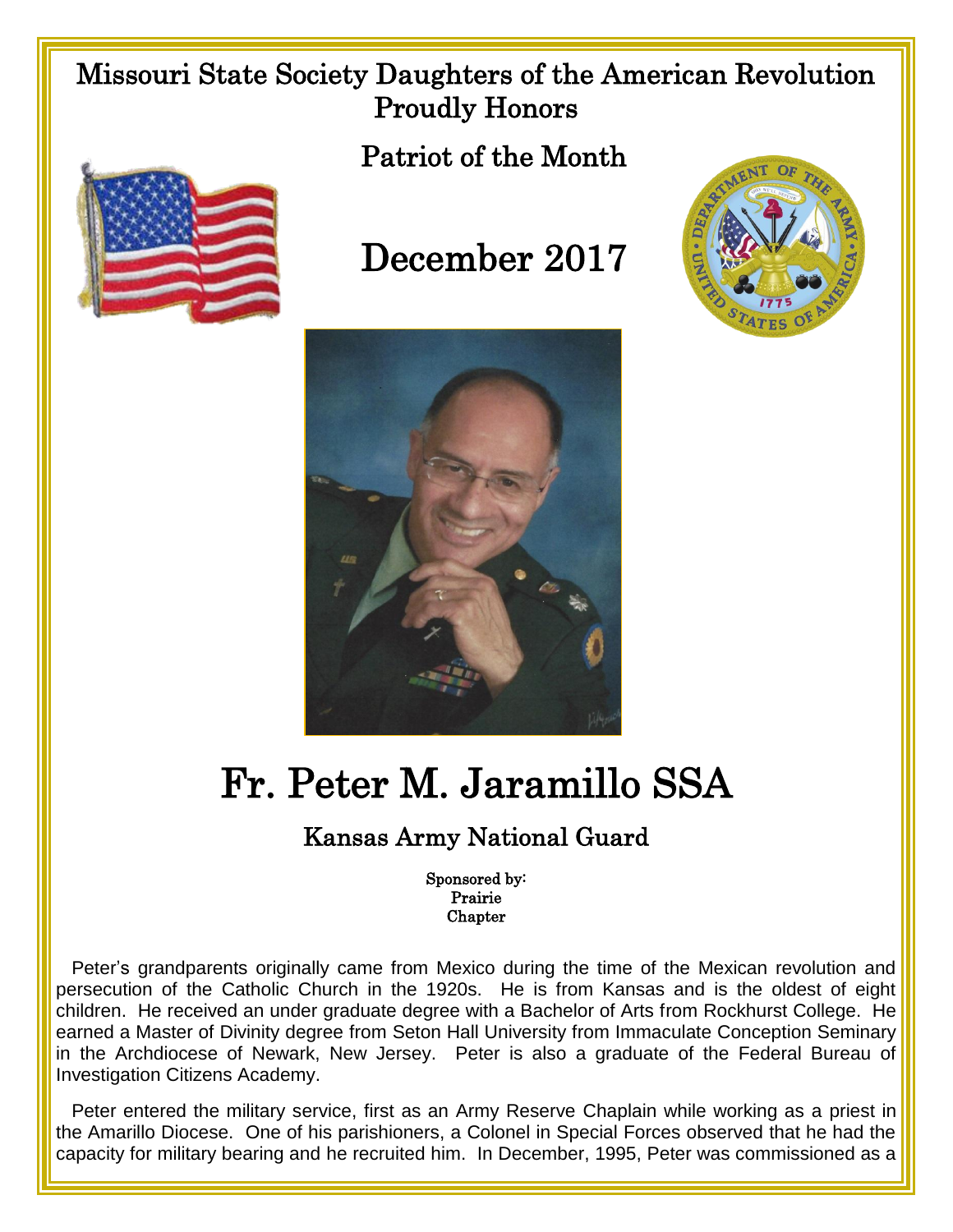# Missouri State Society Daughters of the American Revolution
## Proudly Honors

## Patriot of the Month

# December 2017

# Fr. Peter M. Jaramillo SSA

## Kansas Army National Guard

Sponsored by:
Prairie
Chapter

Peter's grandparents originally came from Mexico during the time of the Mexican revolution and persecution of the Catholic Church in the 1920s. He is from Kansas and is the oldest of eight children. He received an under graduate degree with a Bachelor of Arts from Rockhurst College. He earned a Master of Divinity degree from Seton Hall University from Immaculate Conception Seminary in the Archdiocese of Newark, New Jersey. Peter is also a graduate of the Federal Bureau of Investigation Citizens Academy.

Peter entered the military service, first as an Army Reserve Chaplain while working as a priest in the Amarillo Diocese. One of his parishioners, a Colonel in Special Forces observed that he had the capacity for military bearing and he recruited him. In December, 1995, Peter was commissioned as a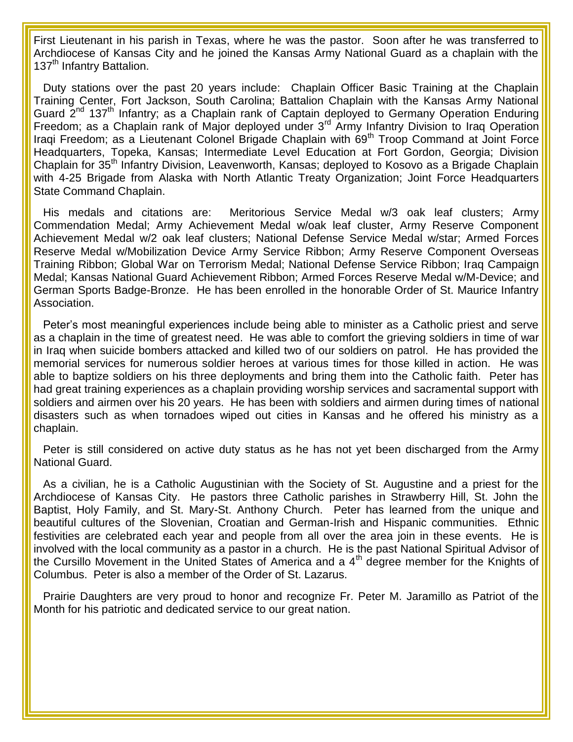First Lieutenant in his parish in Texas, where he was the pastor. Soon after he was transferred to Archdiocese of Kansas City and he joined the Kansas Army National Guard as a chaplain with the 137th Infantry Battalion.

Duty stations over the past 20 years include: Chaplain Officer Basic Training at the Chaplain Training Center, Fort Jackson, South Carolina; Battalion Chaplain with the Kansas Army National Guard 2nd 137th Infantry; as a Chaplain rank of Captain deployed to Germany Operation Enduring Freedom; as a Chaplain rank of Major deployed under 3rd Army Infantry Division to Iraq Operation Iraqi Freedom; as a Lieutenant Colonel Brigade Chaplain with 69th Troop Command at Joint Force Headquarters, Topeka, Kansas; Intermediate Level Education at Fort Gordon, Georgia; Division Chaplain for 35th Infantry Division, Leavenworth, Kansas; deployed to Kosovo as a Brigade Chaplain with 4-25 Brigade from Alaska with North Atlantic Treaty Organization; Joint Force Headquarters State Command Chaplain.

His medals and citations are: Meritorious Service Medal w/3 oak leaf clusters; Army Commendation Medal; Army Achievement Medal w/oak leaf cluster, Army Reserve Component Achievement Medal w/2 oak leaf clusters; National Defense Service Medal w/star; Armed Forces Reserve Medal w/Mobilization Device Army Service Ribbon; Army Reserve Component Overseas Training Ribbon; Global War on Terrorism Medal; National Defense Service Ribbon; Iraq Campaign Medal; Kansas National Guard Achievement Ribbon; Armed Forces Reserve Medal w/M-Device; and German Sports Badge-Bronze. He has been enrolled in the honorable Order of St. Maurice Infantry Association.

Peter's most meaningful experiences include being able to minister as a Catholic priest and serve as a chaplain in the time of greatest need. He was able to comfort the grieving soldiers in time of war in Iraq when suicide bombers attacked and killed two of our soldiers on patrol. He has provided the memorial services for numerous soldier heroes at various times for those killed in action. He was able to baptize soldiers on his three deployments and bring them into the Catholic faith. Peter has had great training experiences as a chaplain providing worship services and sacramental support with soldiers and airmen over his 20 years. He has been with soldiers and airmen during times of national disasters such as when tornadoes wiped out cities in Kansas and he offered his ministry as a chaplain.

Peter is still considered on active duty status as he has not yet been discharged from the Army National Guard.

As a civilian, he is a Catholic Augustinian with the Society of St. Augustine and a priest for the Archdiocese of Kansas City. He pastors three Catholic parishes in Strawberry Hill, St. John the Baptist, Holy Family, and St. Mary-St. Anthony Church. Peter has learned from the unique and beautiful cultures of the Slovenian, Croatian and German-Irish and Hispanic communities. Ethnic festivities are celebrated each year and people from all over the area join in these events. He is involved with the local community as a pastor in a church. He is the past National Spiritual Advisor of the Cursillo Movement in the United States of America and a 4th degree member for the Knights of Columbus. Peter is also a member of the Order of St. Lazarus.

Prairie Daughters are very proud to honor and recognize Fr. Peter M. Jaramillo as Patriot of the Month for his patriotic and dedicated service to our great nation.